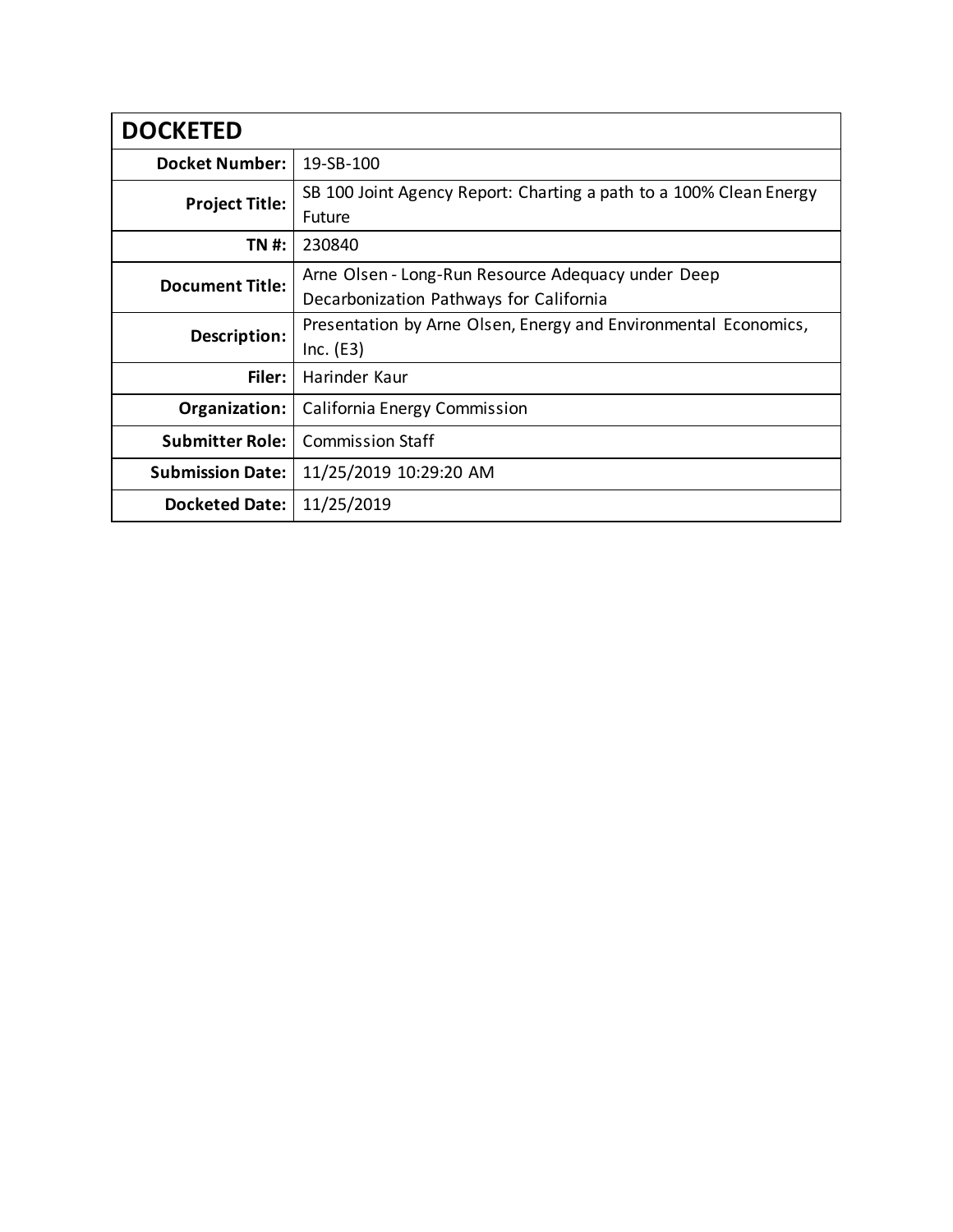| DOCKETED | |
|---|---|
| **Docket Number:** | 19-SB-100 |
| **Project Title:** | SB 100 Joint Agency Report: Charting a path to a 100% Clean Energy Future |
| **TN #:** | 230840 |
| **Document Title:** | Arne Olsen - Long-Run Resource Adequacy under Deep Decarbonization Pathways for California |
| **Description:** | Presentation by Arne Olsen, Energy and Environmental Economics, Inc. (E3) |
| **Filer:** | Harinder Kaur |
| **Organization:** | California Energy Commission |
| **Submitter Role:** | Commission Staff |
| **Submission Date:** | 11/25/2019 10:29:20 AM |
| **Docketed Date:** | 11/25/2019 |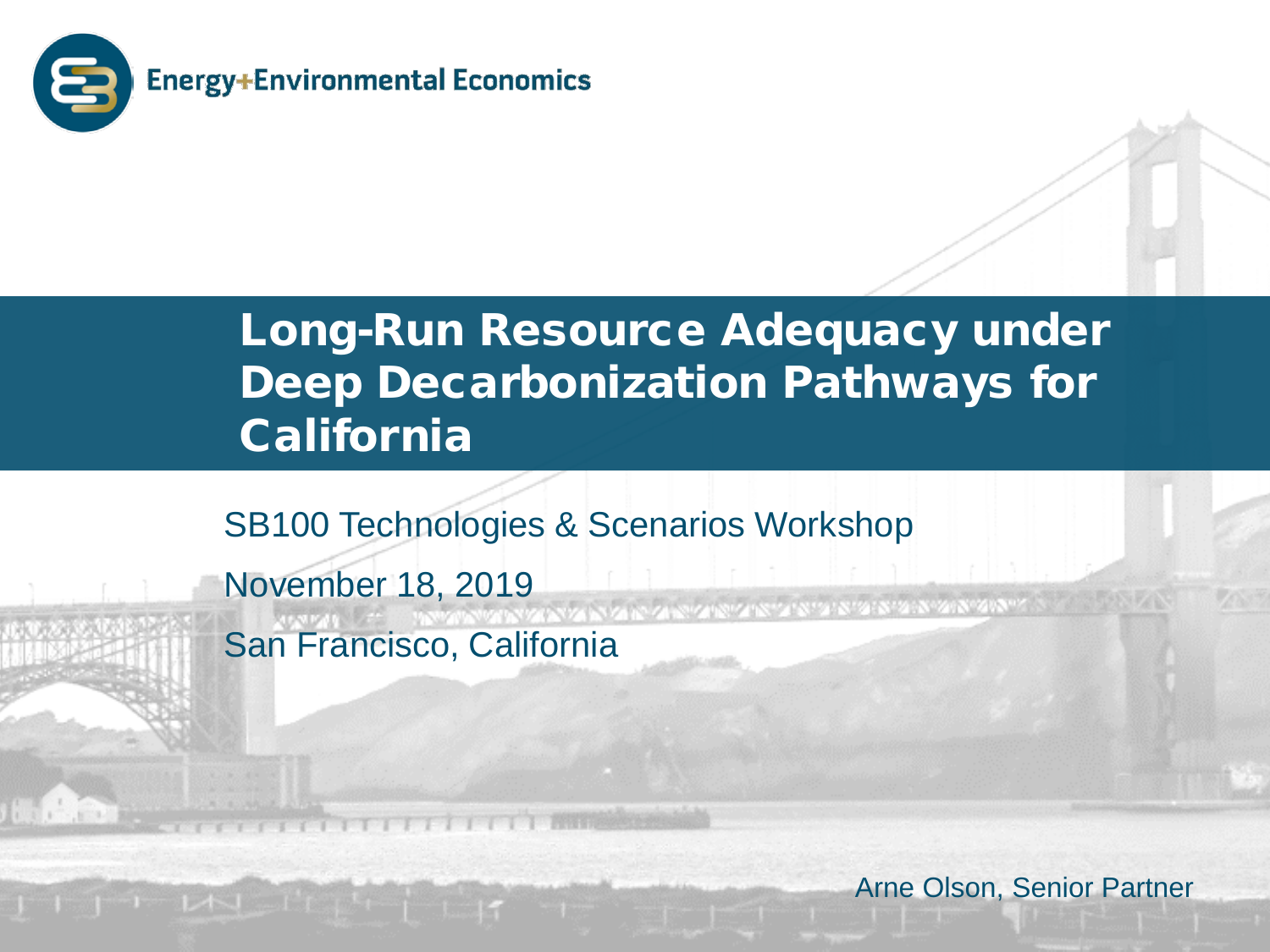Energy+Environmental Economics

# Long-Run Resource Adequacy under Deep Decarbonization Pathways for California

SB100 Technologies & Scenarios Workshop

November 18, 2019

San Francisco, California

Arne Olson, Senior Partner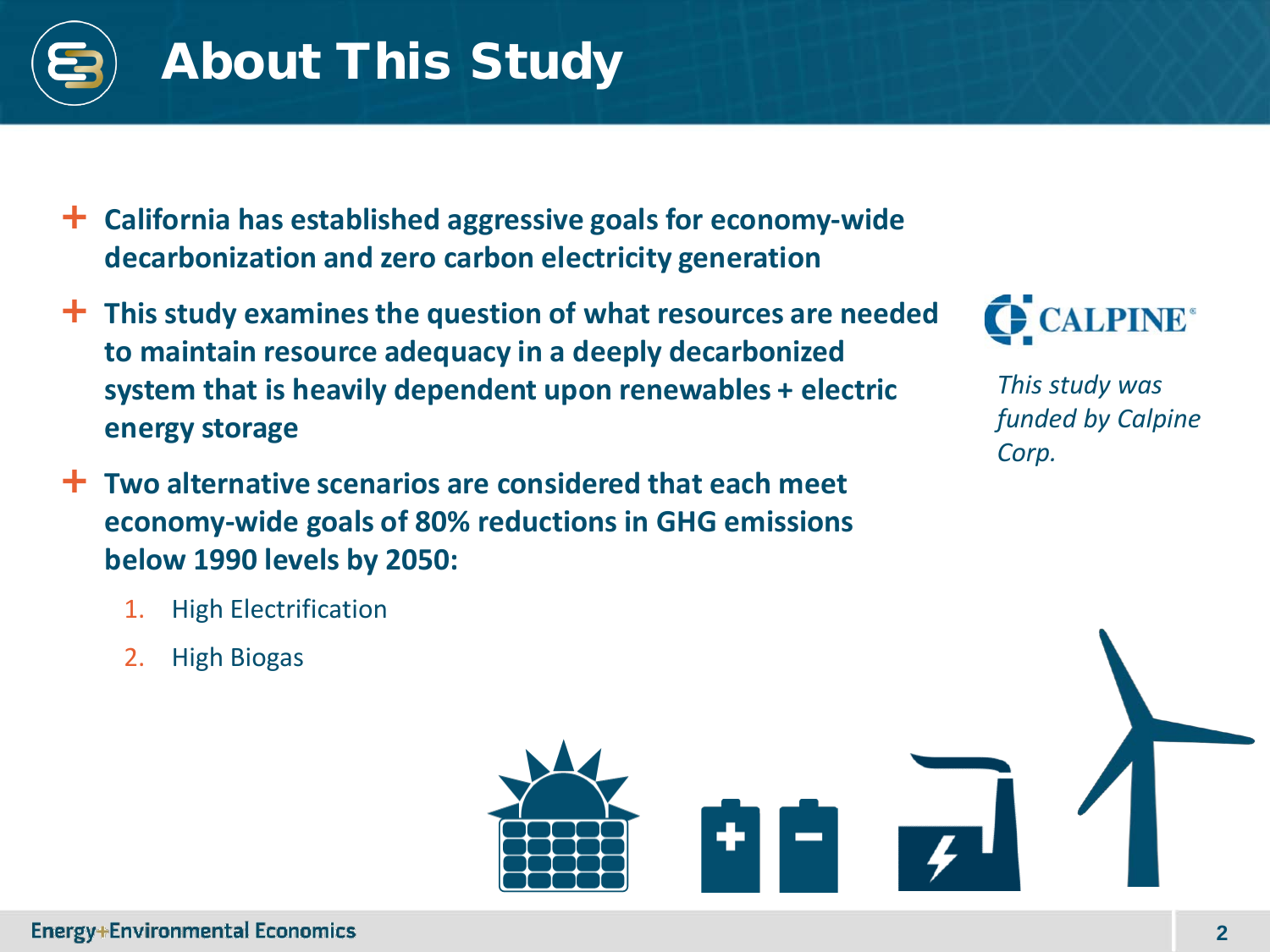# About This Study

- **California has established aggressive goals for economy-wide decarbonization and zero carbon electricity generation**
- **This study examines the question of what resources are needed to maintain resource adequacy in a deeply decarbonized system that is heavily dependent upon renewables + electric energy storage**
- **Two alternative scenarios are considered that each meet economy-wide goals of 80% reductions in GHG emissions below 1990 levels by 2050:**
  1. High Electrification
  2. High Biogas

CALPINE

*This study was funded by Calpine Corp.*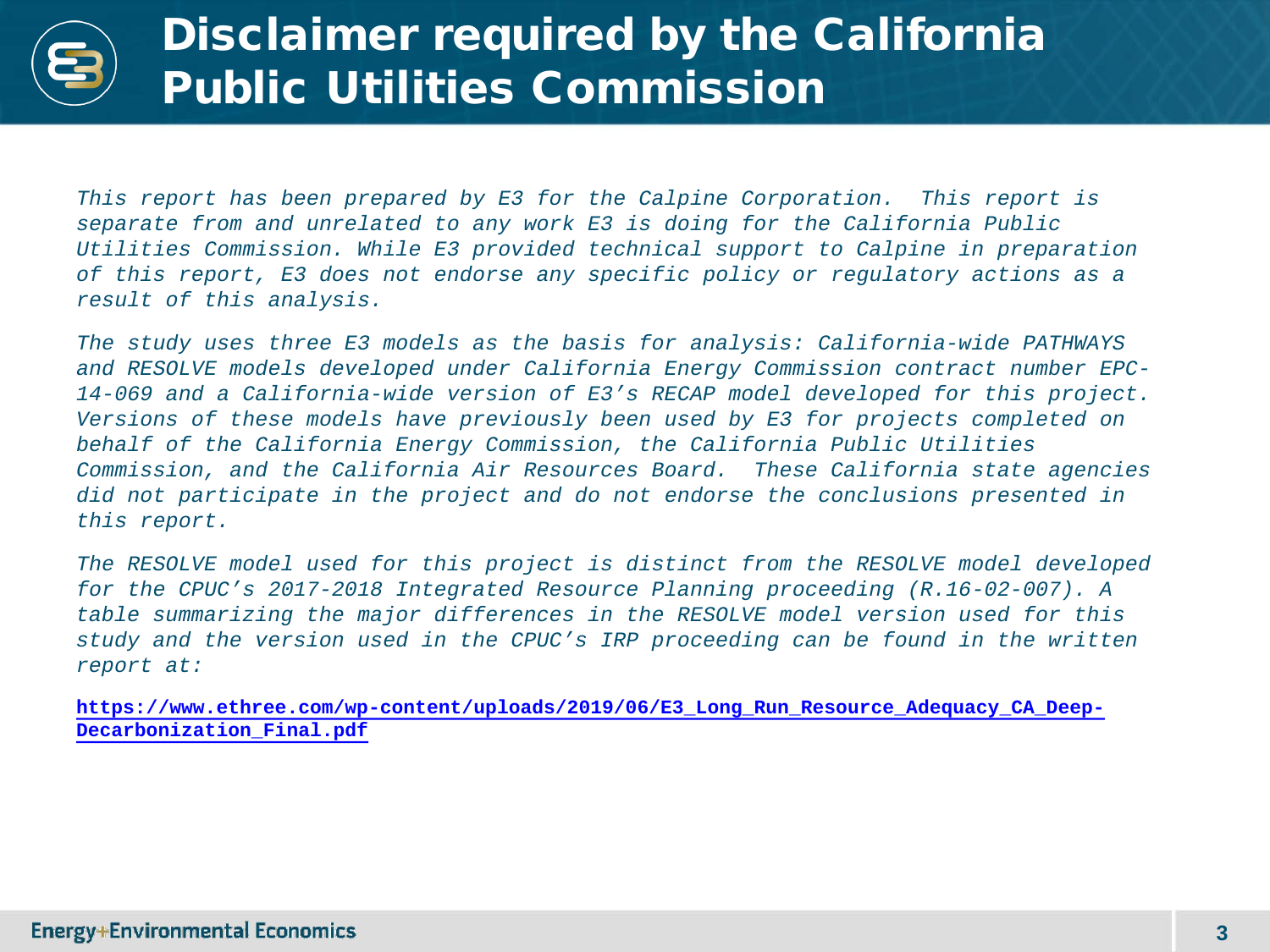# Disclaimer required by the California Public Utilities Commission

*This report has been prepared by E3 for the Calpine Corporation. This report is separate from and unrelated to any work E3 is doing for the California Public Utilities Commission. While E3 provided technical support to Calpine in preparation of this report, E3 does not endorse any specific policy or regulatory actions as a result of this analysis.*

*The study uses three E3 models as the basis for analysis: California-wide PATHWAYS and RESOLVE models developed under California Energy Commission contract number EPC-14-069 and a California-wide version of E3's RECAP model developed for this project. Versions of these models have previously been used by E3 for projects completed on behalf of the California Energy Commission, the California Public Utilities Commission, and the California Air Resources Board. These California state agencies did not participate in the project and do not endorse the conclusions presented in this report.*

*The RESOLVE model used for this project is distinct from the RESOLVE model developed for the CPUC's 2017-2018 Integrated Resource Planning proceeding (R.16-02-007). A table summarizing the major differences in the RESOLVE model version used for this study and the version used in the CPUC's IRP proceeding can be found in the written report at:*

**https://www.ethree.com/wp-content/uploads/2019/06/E3_Long_Run_Resource_Adequacy_CA_Deep-Decarbonization_Final.pdf**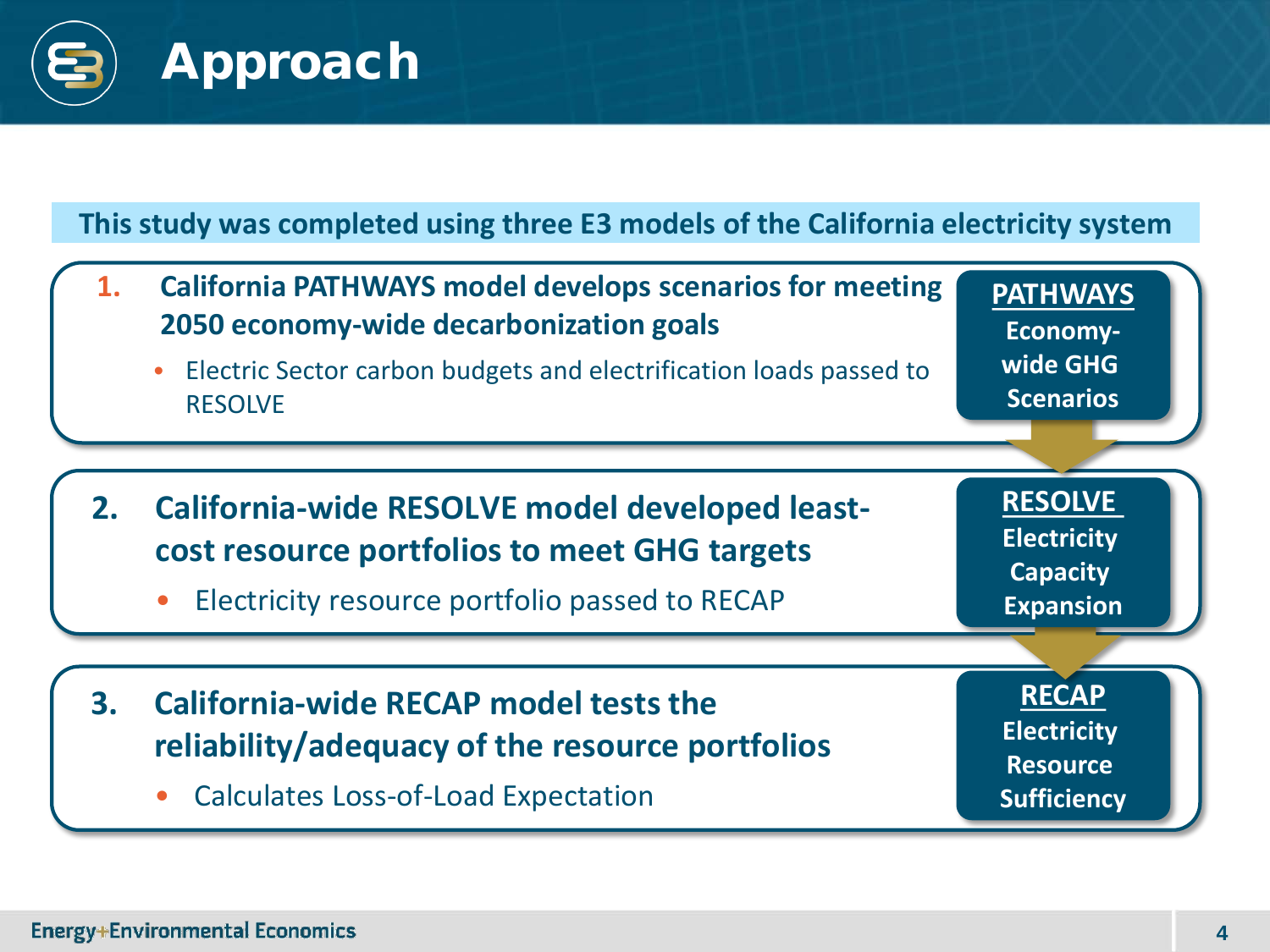# Approach

**This study was completed using three E3 models of the California electricity system**

1. **California PATHWAYS model develops scenarios for meeting 2050 economy-wide decarbonization goals**
   - Electric Sector carbon budgets and electrification loads passed to RESOLVE

**PATHWAYS**
Economy-wide GHG Scenarios

2. **California-wide RESOLVE model developed least-cost resource portfolios to meet GHG targets**
   - Electricity resource portfolio passed to RECAP

**RESOLVE**
Electricity Capacity Expansion

3. **California-wide RECAP model tests the reliability/adequacy of the resource portfolios**
   - Calculates Loss-of-Load Expectation

**RECAP**
Electricity Resource Sufficiency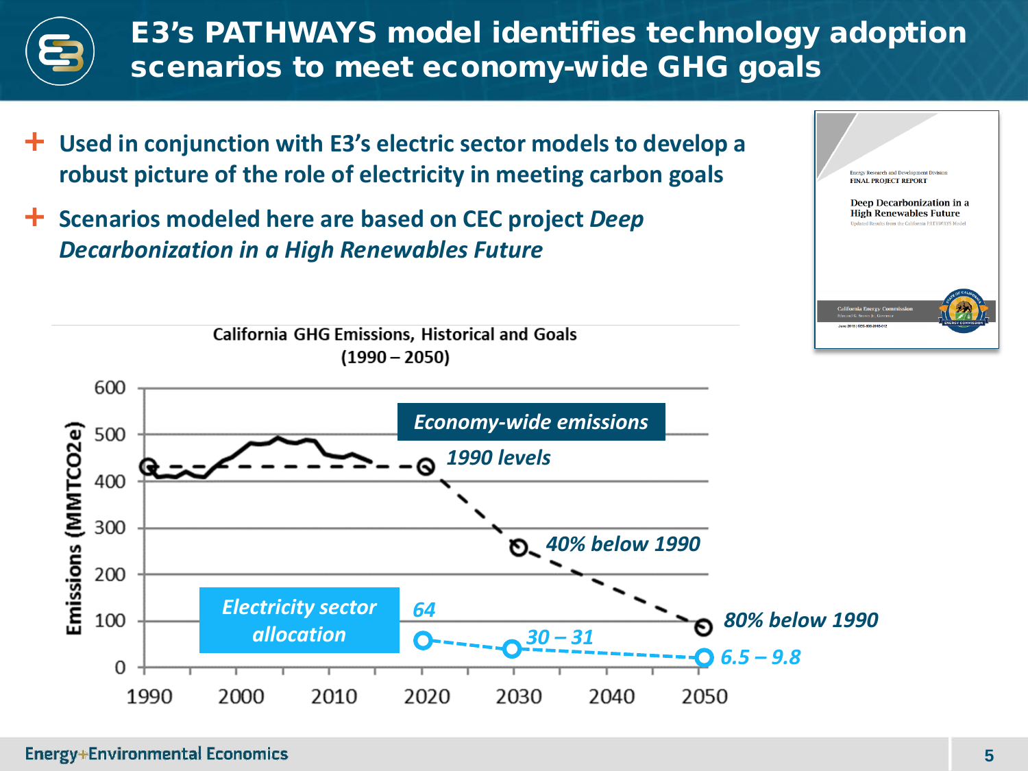# E3's PATHWAYS model identifies technology adoption scenarios to meet economy-wide GHG goals

- Used in conjunction with E3's electric sector models to develop a robust picture of the role of electricity in meeting carbon goals
- Scenarios modeled here are based on CEC project *Deep Decarbonization in a High Renewables Future*

Energy Research and Development Division
FINAL PROJECT REPORT

Deep Decarbonization in a High Renewables Future
Updated Results from the California PATHWAYS Model

California Energy Commission

**California GHG Emissions, Historical and Goals (1990 – 2050)**

Emissions (MMTCO2e)

*Economy-wide emissions*

*1990 levels*

*40% below 1990*

*80% below 1990*

*Electricity sector allocation*

*64*

*30 – 31*

*6.5 – 9.8*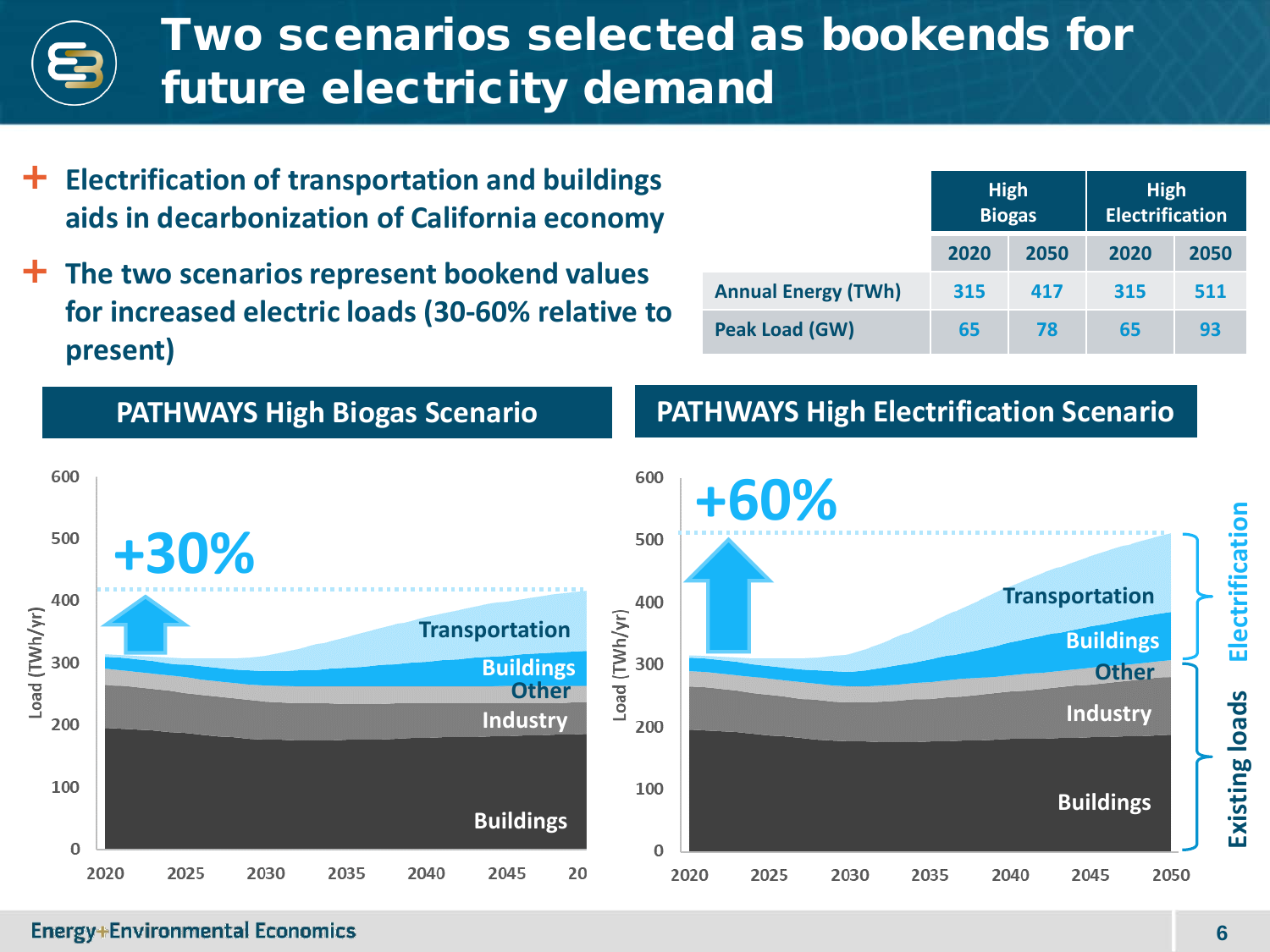# Two scenarios selected as bookends for future electricity demand

- Electrification of transportation and buildings aids in decarbonization of California economy
- The two scenarios represent bookend values for increased electric loads (30-60% relative to present)

| | High Biogas | | High Electrification | |
|---|---|---|---|---|
| | 2020 | 2050 | 2020 | 2050 |
| Annual Energy (TWh) | 315 | 417 | 315 | 511 |
| Peak Load (GW) | 65 | 78 | 65 | 93 |

## PATHWAYS High Biogas Scenario

+30%

Load (TWh/yr): 0, 100, 200, 300, 400, 500, 600

Years: 2020, 2025, 2030, 2035, 2040, 2045, 20

Transportation, Buildings, Other, Industry, Buildings

## PATHWAYS High Electrification Scenario

+60%

Load (TWh/yr): 0, 100, 200, 300, 400, 500, 600

Years: 2020, 2025, 2030, 2035, 2040, 2045, 2050

Transportation, Buildings (Electrification); Other, Industry, Buildings (Existing loads)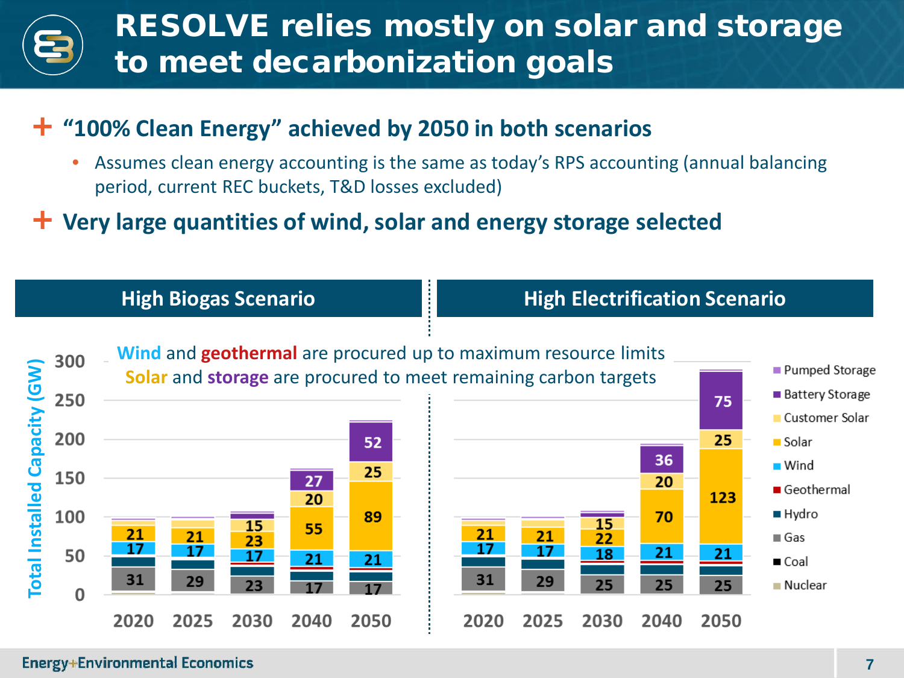# RESOLVE relies mostly on solar and storage to meet decarbonization goals

+ **"100% Clean Energy" achieved by 2050 in both scenarios**
  - Assumes clean energy accounting is the same as today's RPS accounting (annual balancing period, current REC buckets, T&D losses excluded)
+ **Very large quantities of wind, solar and energy storage selected**

**High Biogas Scenario** | **High Electrification Scenario**

Wind and geothermal are procured up to maximum resource limits
Solar and storage are procured to meet remaining carbon targets

Total Installed Capacity (GW)

High Biogas Scenario:

| | 2020 | 2025 | 2030 | 2040 | 2050 |
|---|---|---|---|---|---|
| Battery Storage | | | | 27 | 52 |
| Customer Solar | | | 15 | 20 | 25 |
| Solar | 21 | 21 | 23 | 55 | 89 |
| Wind | 17 | 17 | 17 | 21 | 21 |
| Gas | 31 | 29 | 23 | 17 | 17 |

High Electrification Scenario:

| | 2020 | 2025 | 2030 | 2040 | 2050 |
|---|---|---|---|---|---|
| Battery Storage | | | | 36 | 75 |
| Customer Solar | | | 15 | 20 | 25 |
| Solar | 21 | 21 | 22 | 70 | 123 |
| Wind | 17 | 17 | 18 | 21 | 21 |
| Gas | 31 | 29 | 25 | 25 | 25 |

Legend: Pumped Storage, Battery Storage, Customer Solar, Solar, Wind, Geothermal, Hydro, Gas, Coal, Nuclear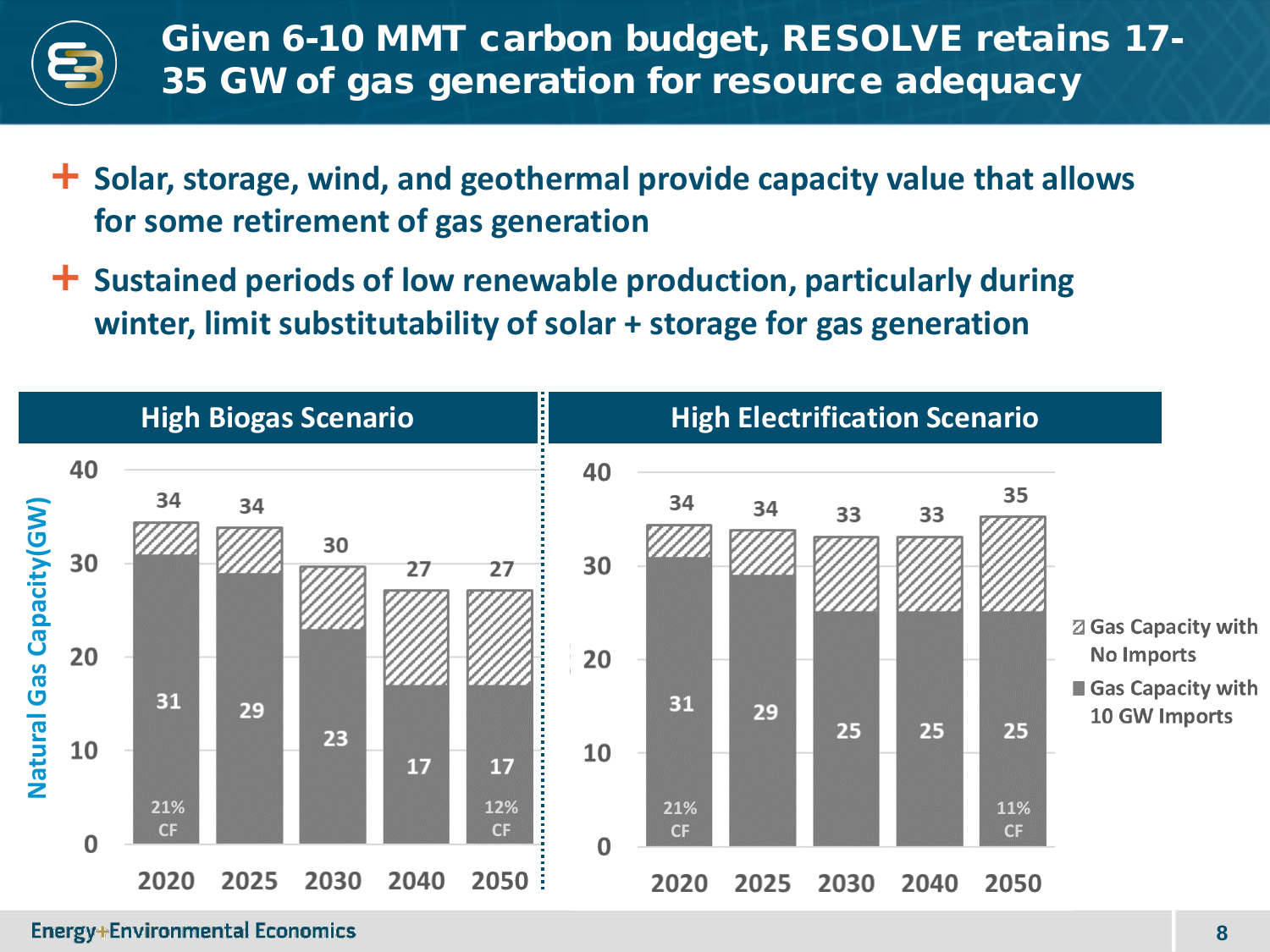# Given 6-10 MMT carbon budget, RESOLVE retains 17-35 GW of gas generation for resource adequacy

- Solar, storage, wind, and geothermal provide capacity value that allows for some retirement of gas generation
- Sustained periods of low renewable production, particularly during winter, limit substitutability of solar + storage for gas generation

## High Biogas Scenario

Natural Gas Capacity (GW)

| Year | Gas Capacity with 10 GW Imports | Gas Capacity with No Imports |
|---|---|---|
| 2020 | 31 (21% CF) | 34 |
| 2025 | 29 | 34 |
| 2030 | 23 | 30 |
| 2040 | 17 | 27 |
| 2050 | 17 (12% CF) | 27 |

## High Electrification Scenario

| Year | Gas Capacity with 10 GW Imports | Gas Capacity with No Imports |
|---|---|---|
| 2020 | 31 (21% CF) | 34 |
| 2025 | 29 | 34 |
| 2030 | 25 | 33 |
| 2040 | 25 | 33 |
| 2050 | 25 (11% CF) | 35 |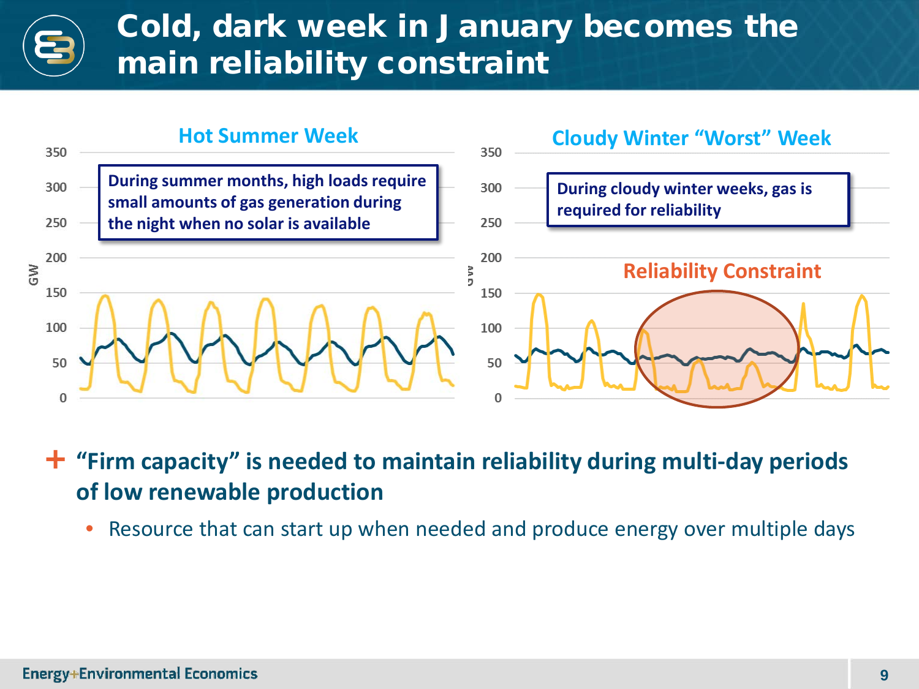# Cold, dark week in January becomes the main reliability constraint

## Hot Summer Week

During summer months, high loads require small amounts of gas generation during the night when no solar is available

## Cloudy Winter "Worst" Week

During cloudy winter weeks, gas is required for reliability

Reliability Constraint

- **"Firm capacity" is needed to maintain reliability during multi-day periods of low renewable production**
  - Resource that can start up when needed and produce energy over multiple days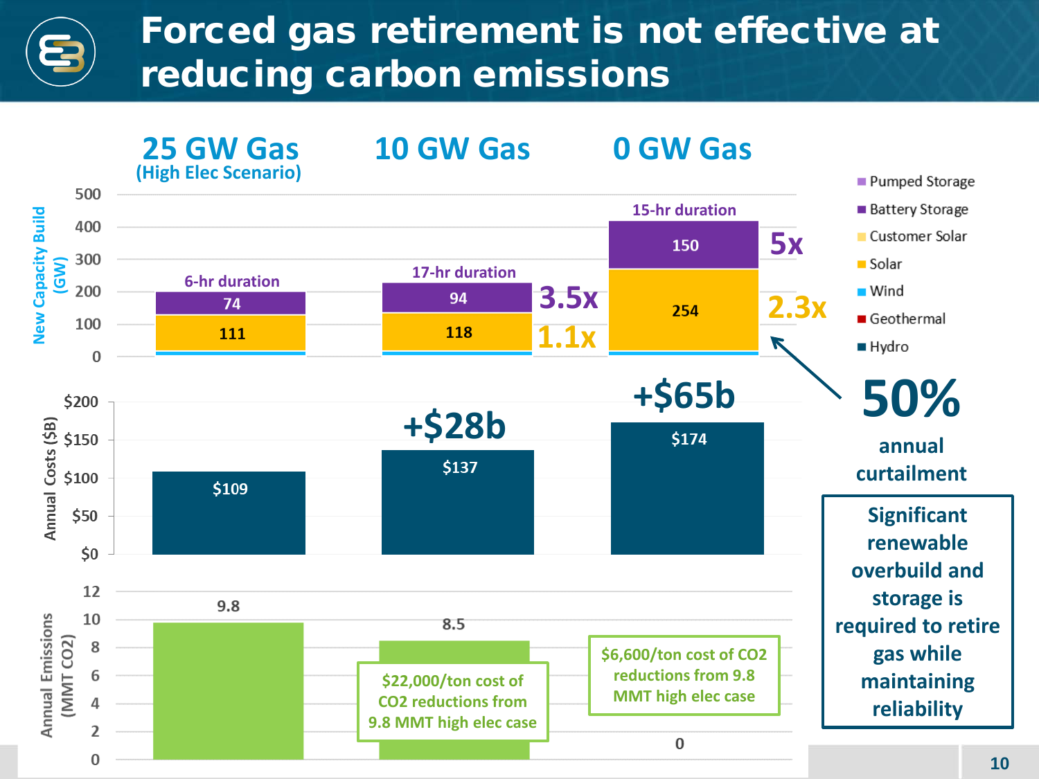# Forced gas retirement is not effective at reducing carbon emissions

| | 25 GW Gas (High Elec Scenario) | 10 GW Gas | 0 GW Gas |
|---|---|---|---|
| New Capacity Build (GW) – Battery Storage | 74 (6-hr duration) | 94 (17-hr duration) — 3.5x | 150 (15-hr duration) — 5x |
| New Capacity Build (GW) – Solar | 111 | 118 — 1.1x | 254 — 2.3x |
| Annual Costs ($B) | $109 | $137 (+$28b) | $174 (+$65b) |
| Annual Emissions (MMT CO2) | 9.8 | 8.5 | 0 |
| Cost of CO2 reductions | | $22,000/ton cost of CO2 reductions from 9.8 MMT high elec case | $6,600/ton cost of CO2 reductions from 9.8 MMT high elec case |

Legend: Pumped Storage, Battery Storage, Customer Solar, Solar, Wind, Geothermal, Hydro

**50%** annual curtailment

**Significant renewable overbuild and storage is required to retire gas while maintaining reliability**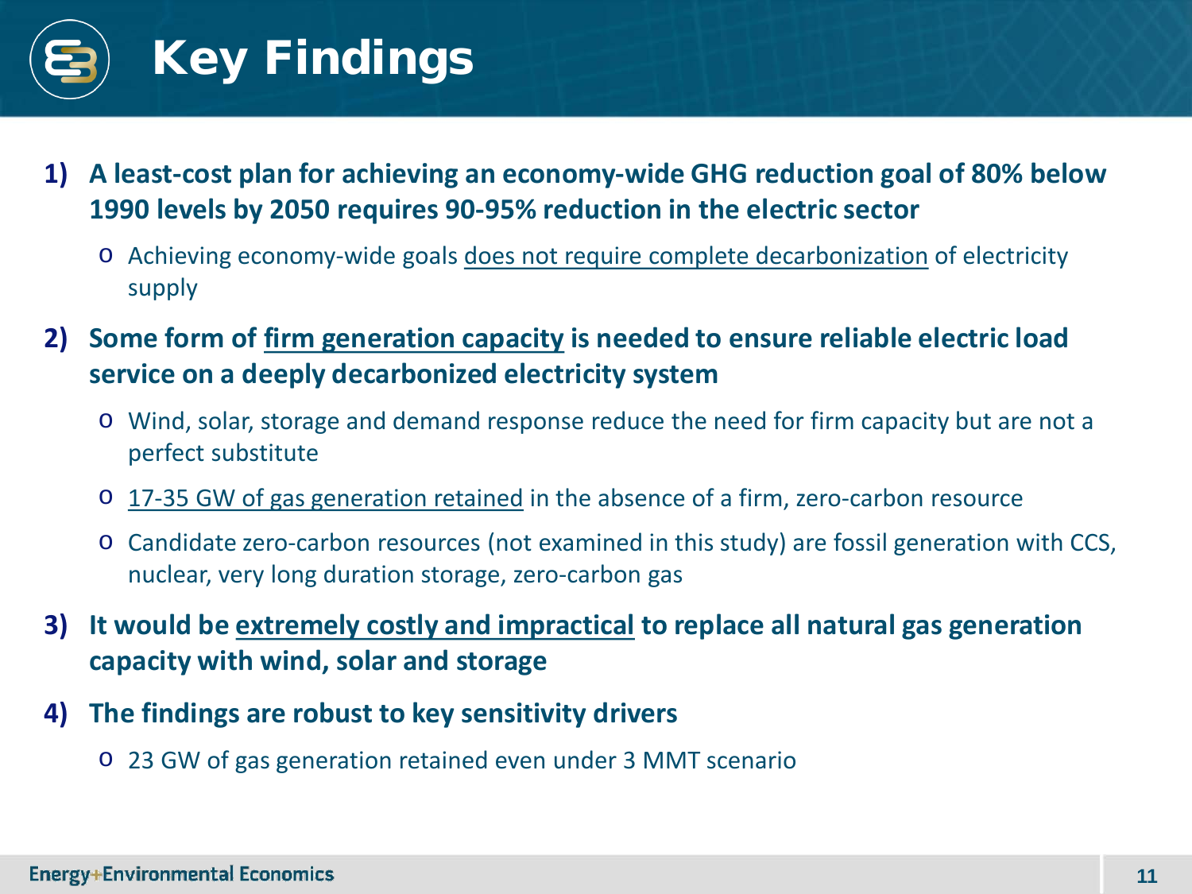# Key Findings

1) **A least-cost plan for achieving an economy-wide GHG reduction goal of 80% below 1990 levels by 2050 requires 90-95% reduction in the electric sector**
   - Achieving economy-wide goals does not require complete decarbonization of electricity supply
2) **Some form of firm generation capacity is needed to ensure reliable electric load service on a deeply decarbonized electricity system**
   - Wind, solar, storage and demand response reduce the need for firm capacity but are not a perfect substitute
   - 17-35 GW of gas generation retained in the absence of a firm, zero-carbon resource
   - Candidate zero-carbon resources (not examined in this study) are fossil generation with CCS, nuclear, very long duration storage, zero-carbon gas
3) **It would be extremely costly and impractical to replace all natural gas generation capacity with wind, solar and storage**
4) **The findings are robust to key sensitivity drivers**
   - 23 GW of gas generation retained even under 3 MMT scenario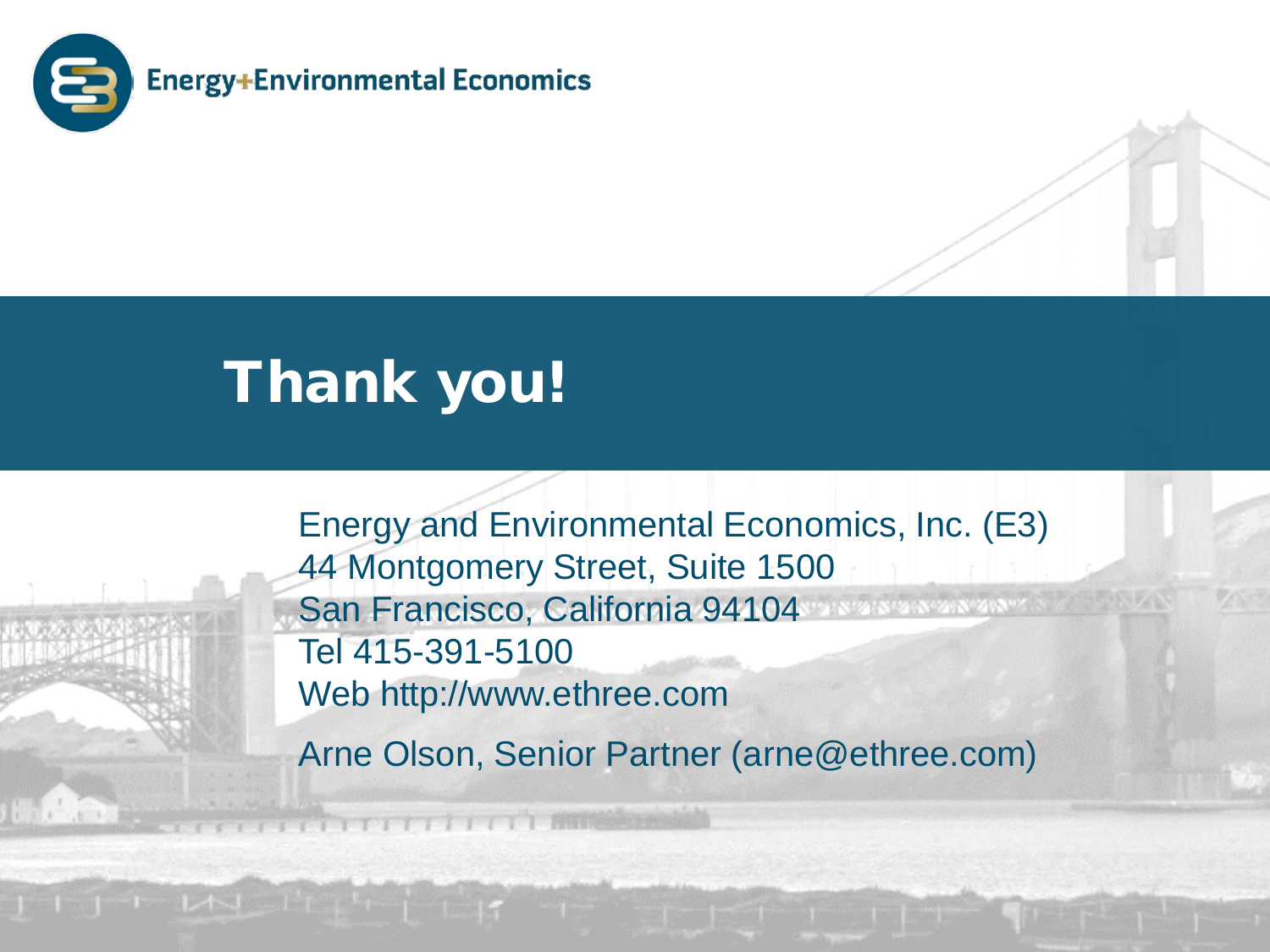# Thank you!

Energy and Environmental Economics, Inc. (E3)
44 Montgomery Street, Suite 1500
San Francisco, California 94104
Tel 415-391-5100
Web http://www.ethree.com

Arne Olson, Senior Partner (arne@ethree.com)